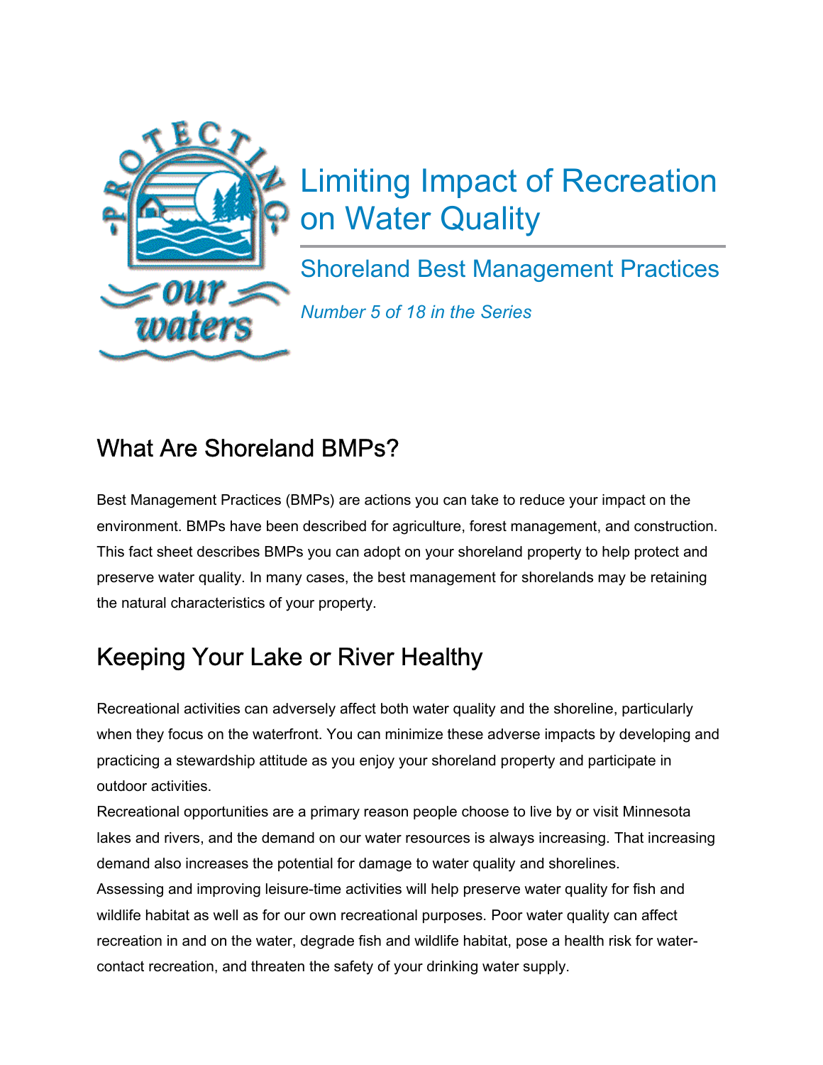# Limiting Impact of Recreation on Water Quality

## Shoreland Best Management Practices

*Number 5 of 18 in the Series*

## What Are Shoreland BMPs?

Best Management Practices (BMPs) are actions you can take to reduce your impact on the environment. BMPs have been described for agriculture, forest management, and construction. This fact sheet describes BMPs you can adopt on your shoreland property to help protect and preserve water quality. In many cases, the best management for shorelands may be retaining the natural characteristics of your property.

## Keeping Your Lake or River Healthy

Recreational activities can adversely affect both water quality and the shoreline, particularly when they focus on the waterfront. You can minimize these adverse impacts by developing and practicing a stewardship attitude as you enjoy your shoreland property and participate in outdoor activities.

Recreational opportunities are a primary reason people choose to live by or visit Minnesota lakes and rivers, and the demand on our water resources is always increasing. That increasing demand also increases the potential for damage to water quality and shorelines.

Assessing and improving leisure-time activities will help preserve water quality for fish and wildlife habitat as well as for our own recreational purposes. Poor water quality can affect recreation in and on the water, degrade fish and wildlife habitat, pose a health risk for water-contact recreation, and threaten the safety of your drinking water supply.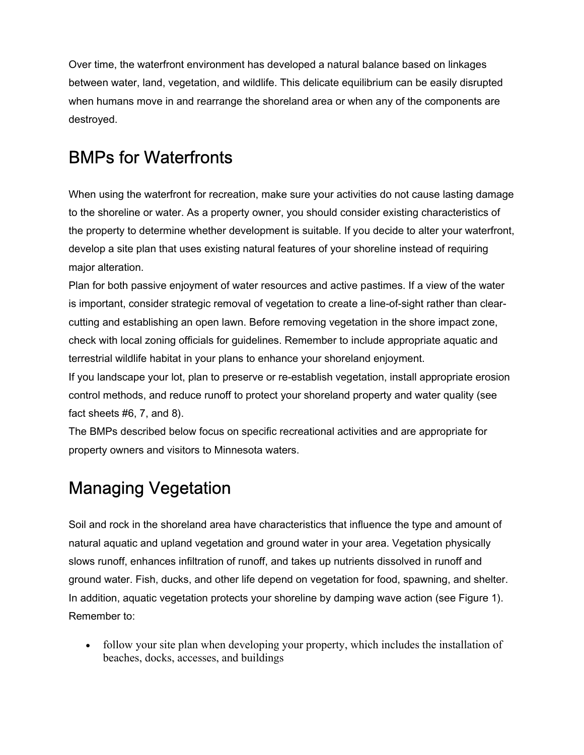Over time, the waterfront environment has developed a natural balance based on linkages between water, land, vegetation, and wildlife. This delicate equilibrium can be easily disrupted when humans move in and rearrange the shoreland area or when any of the components are destroyed.

## BMPs for Waterfronts

When using the waterfront for recreation, make sure your activities do not cause lasting damage to the shoreline or water. As a property owner, you should consider existing characteristics of the property to determine whether development is suitable. If you decide to alter your waterfront, develop a site plan that uses existing natural features of your shoreline instead of requiring major alteration.

Plan for both passive enjoyment of water resources and active pastimes. If a view of the water is important, consider strategic removal of vegetation to create a line-of-sight rather than clear-cutting and establishing an open lawn. Before removing vegetation in the shore impact zone, check with local zoning officials for guidelines. Remember to include appropriate aquatic and terrestrial wildlife habitat in your plans to enhance your shoreland enjoyment.

If you landscape your lot, plan to preserve or re-establish vegetation, install appropriate erosion control methods, and reduce runoff to protect your shoreland property and water quality (see fact sheets #6, 7, and 8).

The BMPs described below focus on specific recreational activities and are appropriate for property owners and visitors to Minnesota waters.

## Managing Vegetation

Soil and rock in the shoreland area have characteristics that influence the type and amount of natural aquatic and upland vegetation and ground water in your area. Vegetation physically slows runoff, enhances infiltration of runoff, and takes up nutrients dissolved in runoff and ground water. Fish, ducks, and other life depend on vegetation for food, spawning, and shelter. In addition, aquatic vegetation protects your shoreline by damping wave action (see Figure 1). Remember to:

- follow your site plan when developing your property, which includes the installation of beaches, docks, accesses, and buildings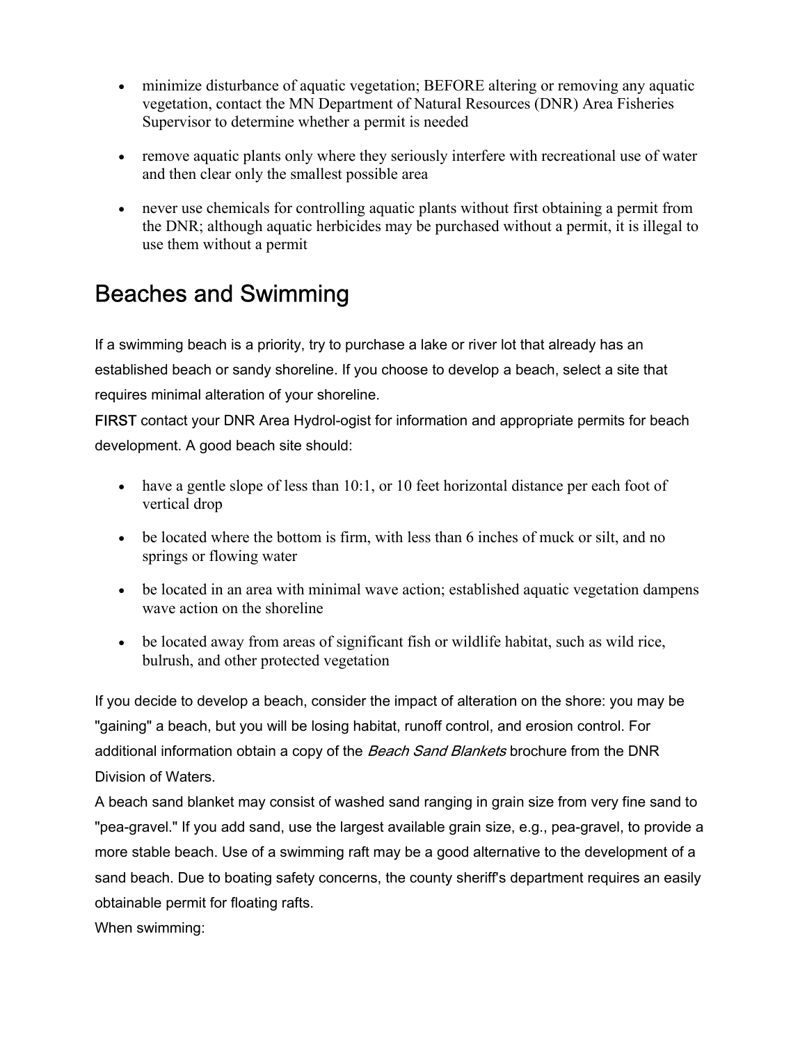- minimize disturbance of aquatic vegetation; BEFORE altering or removing any aquatic vegetation, contact the MN Department of Natural Resources (DNR) Area Fisheries Supervisor to determine whether a permit is needed
- remove aquatic plants only where they seriously interfere with recreational use of water and then clear only the smallest possible area
- never use chemicals for controlling aquatic plants without first obtaining a permit from the DNR; although aquatic herbicides may be purchased without a permit, it is illegal to use them without a permit

## Beaches and Swimming

If a swimming beach is a priority, try to purchase a lake or river lot that already has an established beach or sandy shoreline. If you choose to develop a beach, select a site that requires minimal alteration of your shoreline.

FIRST contact your DNR Area Hydrol-ogist for information and appropriate permits for beach development. A good beach site should:

- have a gentle slope of less than 10:1, or 10 feet horizontal distance per each foot of vertical drop
- be located where the bottom is firm, with less than 6 inches of muck or silt, and no springs or flowing water
- be located in an area with minimal wave action; established aquatic vegetation dampens wave action on the shoreline
- be located away from areas of significant fish or wildlife habitat, such as wild rice, bulrush, and other protected vegetation

If you decide to develop a beach, consider the impact of alteration on the shore: you may be "gaining" a beach, but you will be losing habitat, runoff control, and erosion control. For additional information obtain a copy of the *Beach Sand Blankets* brochure from the DNR Division of Waters.

A beach sand blanket may consist of washed sand ranging in grain size from very fine sand to "pea-gravel." If you add sand, use the largest available grain size, e.g., pea-gravel, to provide a more stable beach. Use of a swimming raft may be a good alternative to the development of a sand beach. Due to boating safety concerns, the county sheriff's department requires an easily obtainable permit for floating rafts.

When swimming: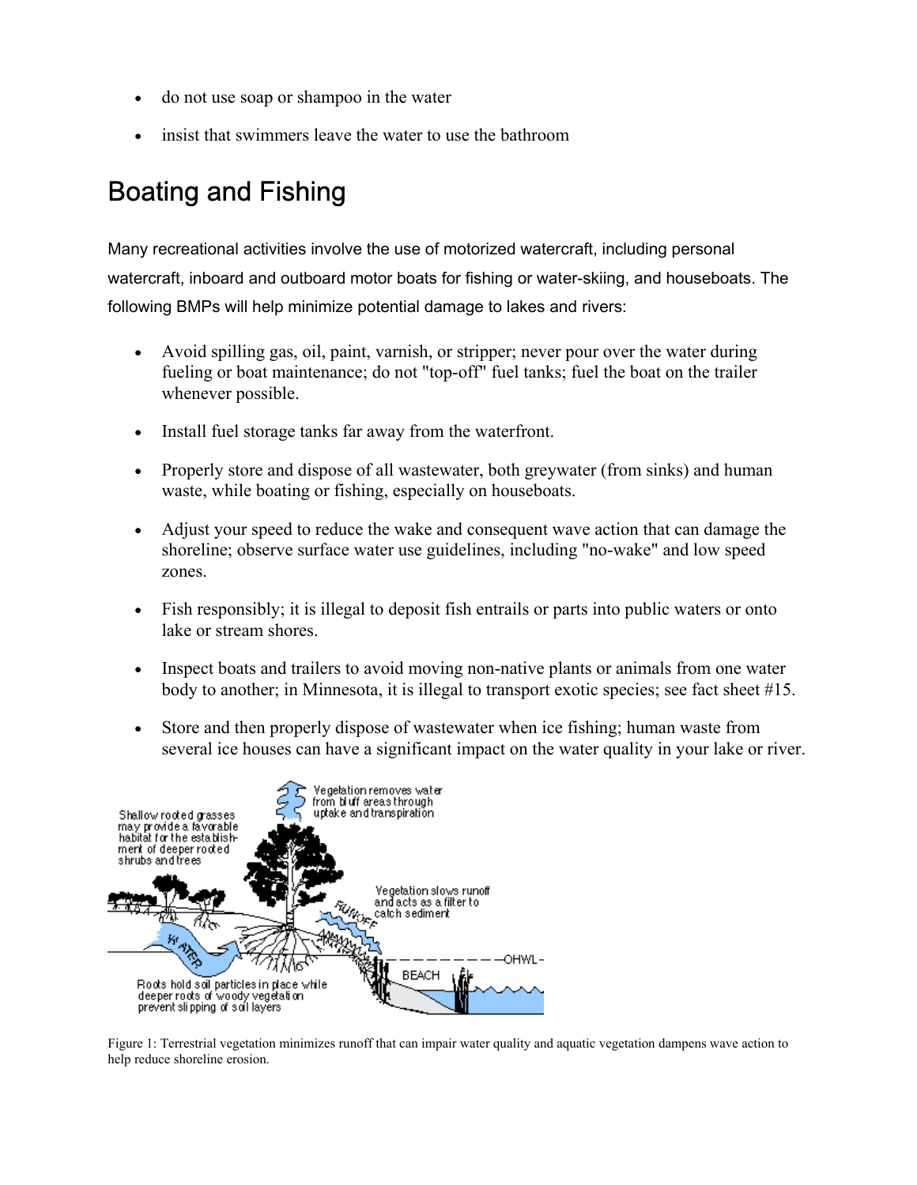- do not use soap or shampoo in the water
- insist that swimmers leave the water to use the bathroom

## Boating and Fishing

Many recreational activities involve the use of motorized watercraft, including personal watercraft, inboard and outboard motor boats for fishing or water-skiing, and houseboats. The following BMPs will help minimize potential damage to lakes and rivers:

- Avoid spilling gas, oil, paint, varnish, or stripper; never pour over the water during fueling or boat maintenance; do not "top-off" fuel tanks; fuel the boat on the trailer whenever possible.
- Install fuel storage tanks far away from the waterfront.
- Properly store and dispose of all wastewater, both greywater (from sinks) and human waste, while boating or fishing, especially on houseboats.
- Adjust your speed to reduce the wake and consequent wave action that can damage the shoreline; observe surface water use guidelines, including "no-wake" and low speed zones.
- Fish responsibly; it is illegal to deposit fish entrails or parts into public waters or onto lake or stream shores.
- Inspect boats and trailers to avoid moving non-native plants or animals from one water body to another; in Minnesota, it is illegal to transport exotic species; see fact sheet #15.
- Store and then properly dispose of wastewater when ice fishing; human waste from several ice houses can have a significant impact on the water quality in your lake or river.

Figure 1: Terrestrial vegetation minimizes runoff that can impair water quality and aquatic vegetation dampens wave action to help reduce shoreline erosion.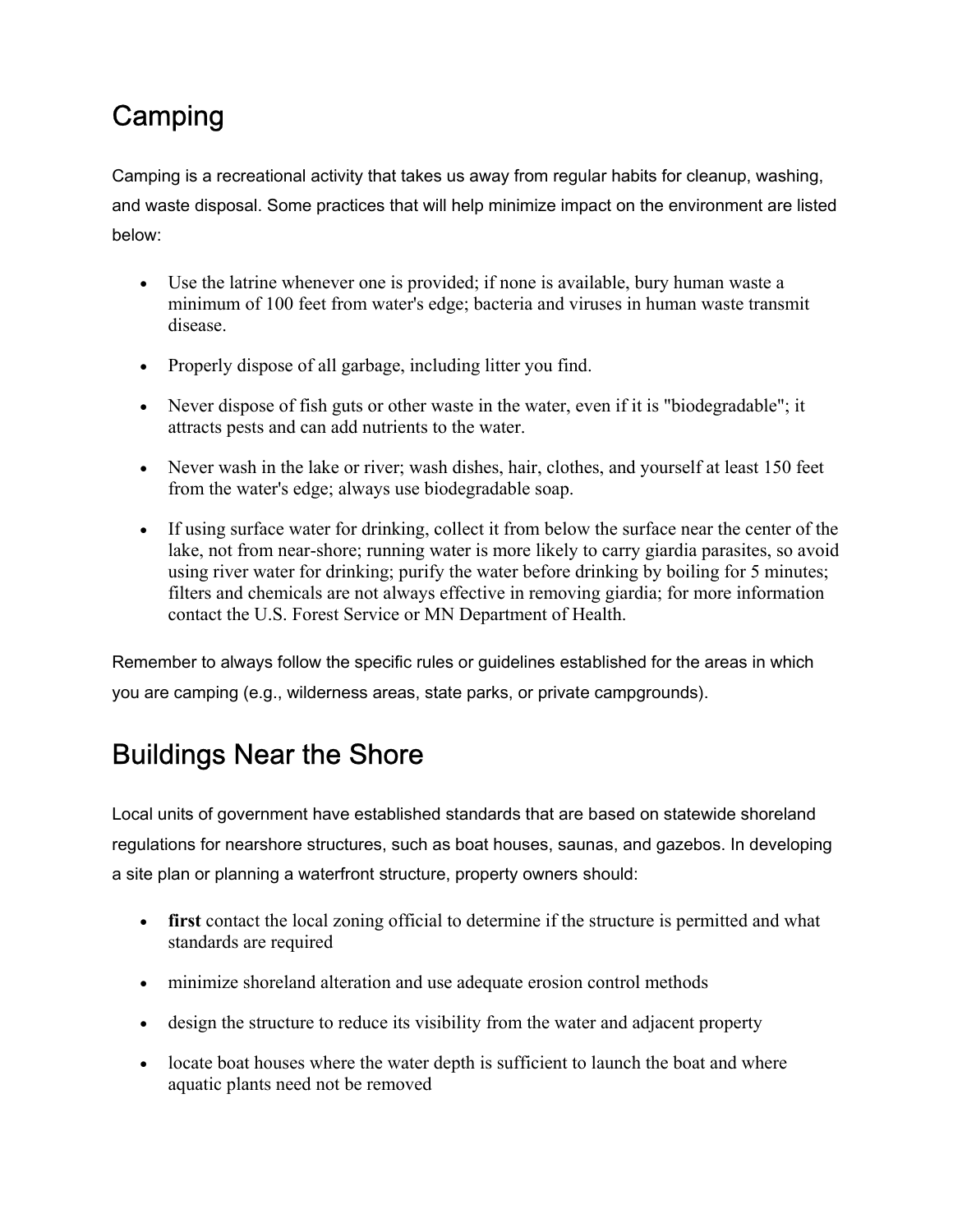## Camping

Camping is a recreational activity that takes us away from regular habits for cleanup, washing, and waste disposal. Some practices that will help minimize impact on the environment are listed below:

- Use the latrine whenever one is provided; if none is available, bury human waste a minimum of 100 feet from water's edge; bacteria and viruses in human waste transmit disease.
- Properly dispose of all garbage, including litter you find.
- Never dispose of fish guts or other waste in the water, even if it is "biodegradable"; it attracts pests and can add nutrients to the water.
- Never wash in the lake or river; wash dishes, hair, clothes, and yourself at least 150 feet from the water's edge; always use biodegradable soap.
- If using surface water for drinking, collect it from below the surface near the center of the lake, not from near-shore; running water is more likely to carry giardia parasites, so avoid using river water for drinking; purify the water before drinking by boiling for 5 minutes; filters and chemicals are not always effective in removing giardia; for more information contact the U.S. Forest Service or MN Department of Health.

Remember to always follow the specific rules or guidelines established for the areas in which you are camping (e.g., wilderness areas, state parks, or private campgrounds).

## Buildings Near the Shore

Local units of government have established standards that are based on statewide shoreland regulations for nearshore structures, such as boat houses, saunas, and gazebos. In developing a site plan or planning a waterfront structure, property owners should:

- **first** contact the local zoning official to determine if the structure is permitted and what standards are required
- minimize shoreland alteration and use adequate erosion control methods
- design the structure to reduce its visibility from the water and adjacent property
- locate boat houses where the water depth is sufficient to launch the boat and where aquatic plants need not be removed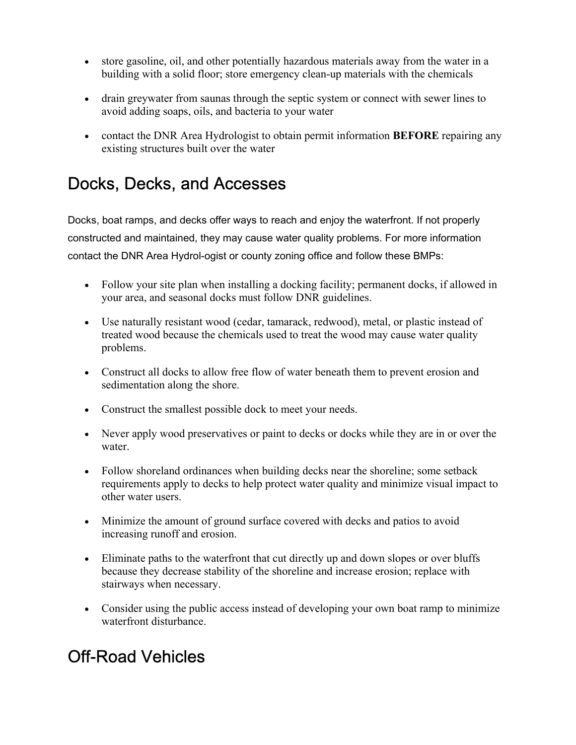- store gasoline, oil, and other potentially hazardous materials away from the water in a building with a solid floor; store emergency clean-up materials with the chemicals
- drain greywater from saunas through the septic system or connect with sewer lines to avoid adding soaps, oils, and bacteria to your water
- contact the DNR Area Hydrologist to obtain permit information **BEFORE** repairing any existing structures built over the water

## Docks, Decks, and Accesses

Docks, boat ramps, and decks offer ways to reach and enjoy the waterfront. If not properly constructed and maintained, they may cause water quality problems. For more information contact the DNR Area Hydrol-ogist or county zoning office and follow these BMPs:

- Follow your site plan when installing a docking facility; permanent docks, if allowed in your area, and seasonal docks must follow DNR guidelines.
- Use naturally resistant wood (cedar, tamarack, redwood), metal, or plastic instead of treated wood because the chemicals used to treat the wood may cause water quality problems.
- Construct all docks to allow free flow of water beneath them to prevent erosion and sedimentation along the shore.
- Construct the smallest possible dock to meet your needs.
- Never apply wood preservatives or paint to decks or docks while they are in or over the water.
- Follow shoreland ordinances when building decks near the shoreline; some setback requirements apply to decks to help protect water quality and minimize visual impact to other water users.
- Minimize the amount of ground surface covered with decks and patios to avoid increasing runoff and erosion.
- Eliminate paths to the waterfront that cut directly up and down slopes or over bluffs because they decrease stability of the shoreline and increase erosion; replace with stairways when necessary.
- Consider using the public access instead of developing your own boat ramp to minimize waterfront disturbance.

## Off-Road Vehicles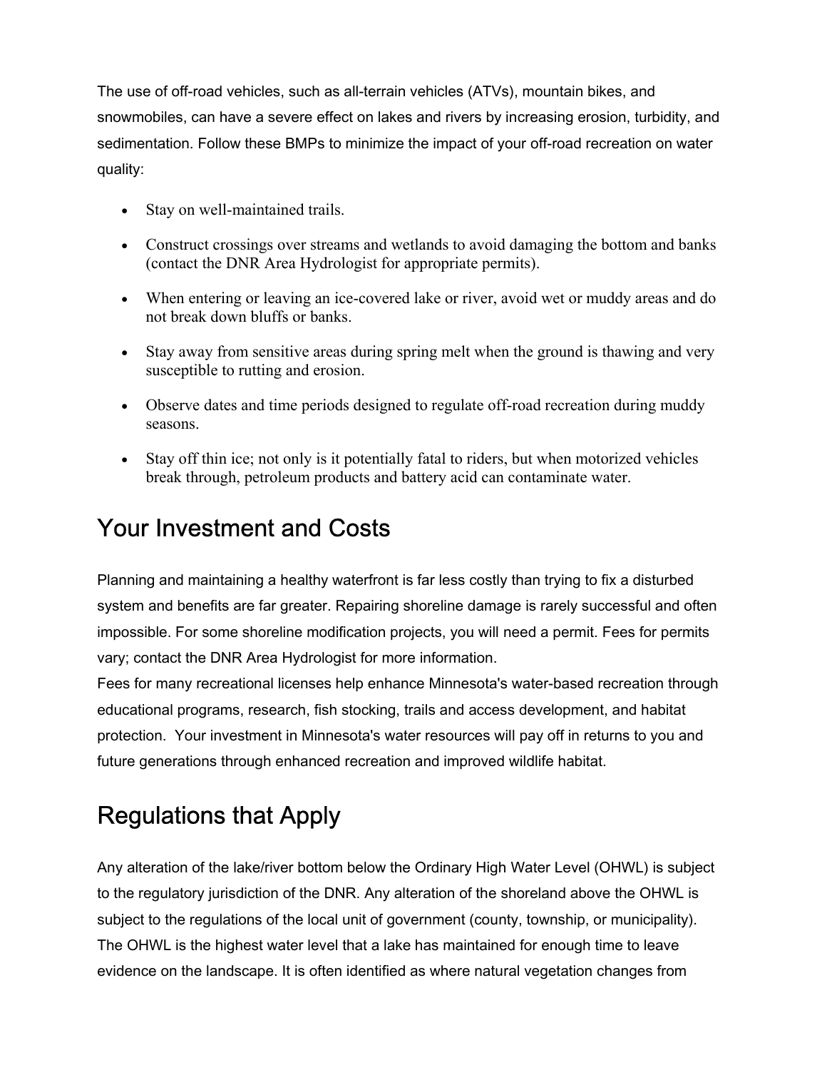The use of off-road vehicles, such as all-terrain vehicles (ATVs), mountain bikes, and snowmobiles, can have a severe effect on lakes and rivers by increasing erosion, turbidity, and sedimentation. Follow these BMPs to minimize the impact of your off-road recreation on water quality:

- Stay on well-maintained trails.
- Construct crossings over streams and wetlands to avoid damaging the bottom and banks (contact the DNR Area Hydrologist for appropriate permits).
- When entering or leaving an ice-covered lake or river, avoid wet or muddy areas and do not break down bluffs or banks.
- Stay away from sensitive areas during spring melt when the ground is thawing and very susceptible to rutting and erosion.
- Observe dates and time periods designed to regulate off-road recreation during muddy seasons.
- Stay off thin ice; not only is it potentially fatal to riders, but when motorized vehicles break through, petroleum products and battery acid can contaminate water.

## Your Investment and Costs

Planning and maintaining a healthy waterfront is far less costly than trying to fix a disturbed system and benefits are far greater. Repairing shoreline damage is rarely successful and often impossible. For some shoreline modification projects, you will need a permit. Fees for permits vary; contact the DNR Area Hydrologist for more information.
Fees for many recreational licenses help enhance Minnesota's water-based recreation through educational programs, research, fish stocking, trails and access development, and habitat protection. Your investment in Minnesota's water resources will pay off in returns to you and future generations through enhanced recreation and improved wildlife habitat.

## Regulations that Apply

Any alteration of the lake/river bottom below the Ordinary High Water Level (OHWL) is subject to the regulatory jurisdiction of the DNR. Any alteration of the shoreland above the OHWL is subject to the regulations of the local unit of government (county, township, or municipality). The OHWL is the highest water level that a lake has maintained for enough time to leave evidence on the landscape. It is often identified as where natural vegetation changes from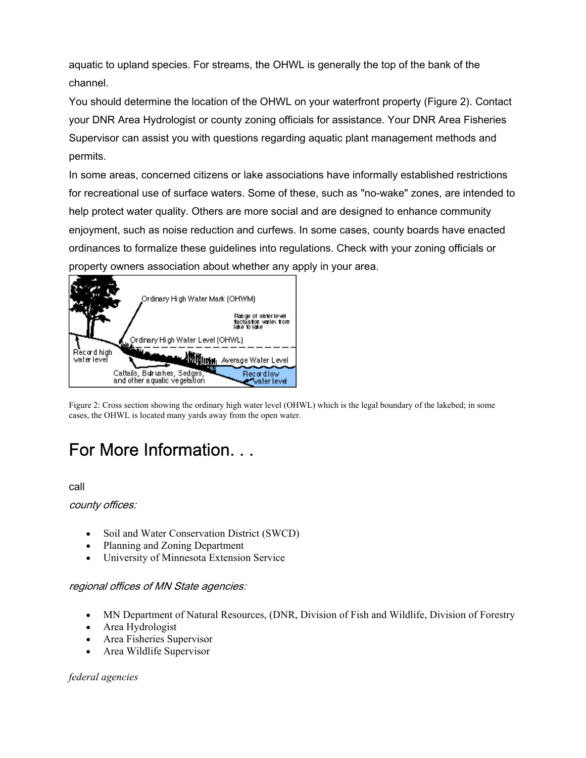aquatic to upland species. For streams, the OHWL is generally the top of the bank of the channel.

You should determine the location of the OHWL on your waterfront property (Figure 2). Contact your DNR Area Hydrologist or county zoning officials for assistance. Your DNR Area Fisheries Supervisor can assist you with questions regarding aquatic plant management methods and permits.

In some areas, concerned citizens or lake associations have informally established restrictions for recreational use of surface waters. Some of these, such as "no-wake" zones, are intended to help protect water quality. Others are more social and are designed to enhance community enjoyment, such as noise reduction and curfews. In some cases, county boards have enacted ordinances to formalize these guidelines into regulations. Check with your zoning officials or property owners association about whether any apply in your area.

Figure 2: Cross section showing the ordinary high water level (OHWL) which is the legal boundary of the lakebed; in some cases, the OHWL is located many yards away from the open water.

# For More Information. . .

call

*county offices:*

- Soil and Water Conservation District (SWCD)
- Planning and Zoning Department
- University of Minnesota Extension Service

*regional offices of MN State agencies:*

- MN Department of Natural Resources, (DNR, Division of Fish and Wildlife, Division of Forestry
- Area Hydrologist
- Area Fisheries Supervisor
- Area Wildlife Supervisor

*federal agencies*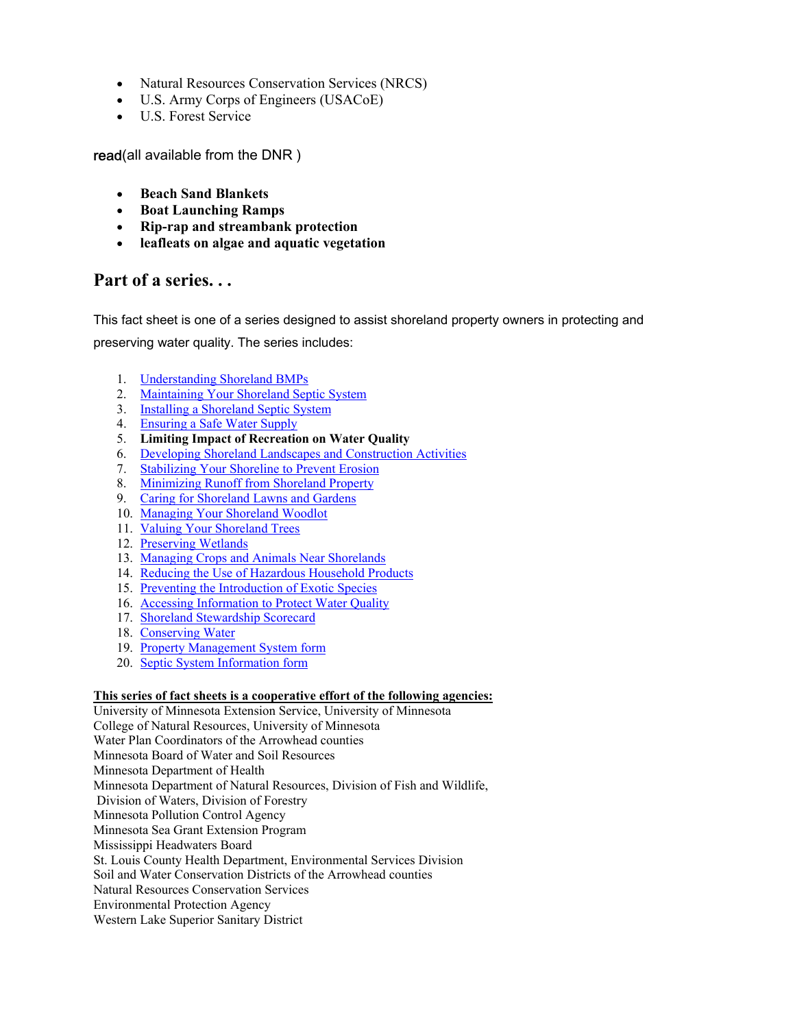- Natural Resources Conservation Services (NRCS)
- U.S. Army Corps of Engineers (USACoE)
- U.S. Forest Service

read(all available from the DNR )

- **Beach Sand Blankets**
- **Boat Launching Ramps**
- **Rip-rap and streambank protection**
- **leafleats on algae and aquatic vegetation**

## Part of a series. . .

This fact sheet is one of a series designed to assist shoreland property owners in protecting and preserving water quality. The series includes:

1. Understanding Shoreland BMPs
2. Maintaining Your Shoreland Septic System
3. Installing a Shoreland Septic System
4. Ensuring a Safe Water Supply
5. **Limiting Impact of Recreation on Water Quality**
6. Developing Shoreland Landscapes and Construction Activities
7. Stabilizing Your Shoreline to Prevent Erosion
8. Minimizing Runoff from Shoreland Property
9. Caring for Shoreland Lawns and Gardens
10. Managing Your Shoreland Woodlot
11. Valuing Your Shoreland Trees
12. Preserving Wetlands
13. Managing Crops and Animals Near Shorelands
14. Reducing the Use of Hazardous Household Products
15. Preventing the Introduction of Exotic Species
16. Accessing Information to Protect Water Quality
17. Shoreland Stewardship Scorecard
18. Conserving Water
19. Property Management System form
20. Septic System Information form

**This series of fact sheets is a cooperative effort of the following agencies:**

University of Minnesota Extension Service, University of Minnesota
College of Natural Resources, University of Minnesota
Water Plan Coordinators of the Arrowhead counties
Minnesota Board of Water and Soil Resources
Minnesota Department of Health
Minnesota Department of Natural Resources, Division of Fish and Wildlife, Division of Waters, Division of Forestry
Minnesota Pollution Control Agency
Minnesota Sea Grant Extension Program
Mississippi Headwaters Board
St. Louis County Health Department, Environmental Services Division
Soil and Water Conservation Districts of the Arrowhead counties
Natural Resources Conservation Services
Environmental Protection Agency
Western Lake Superior Sanitary District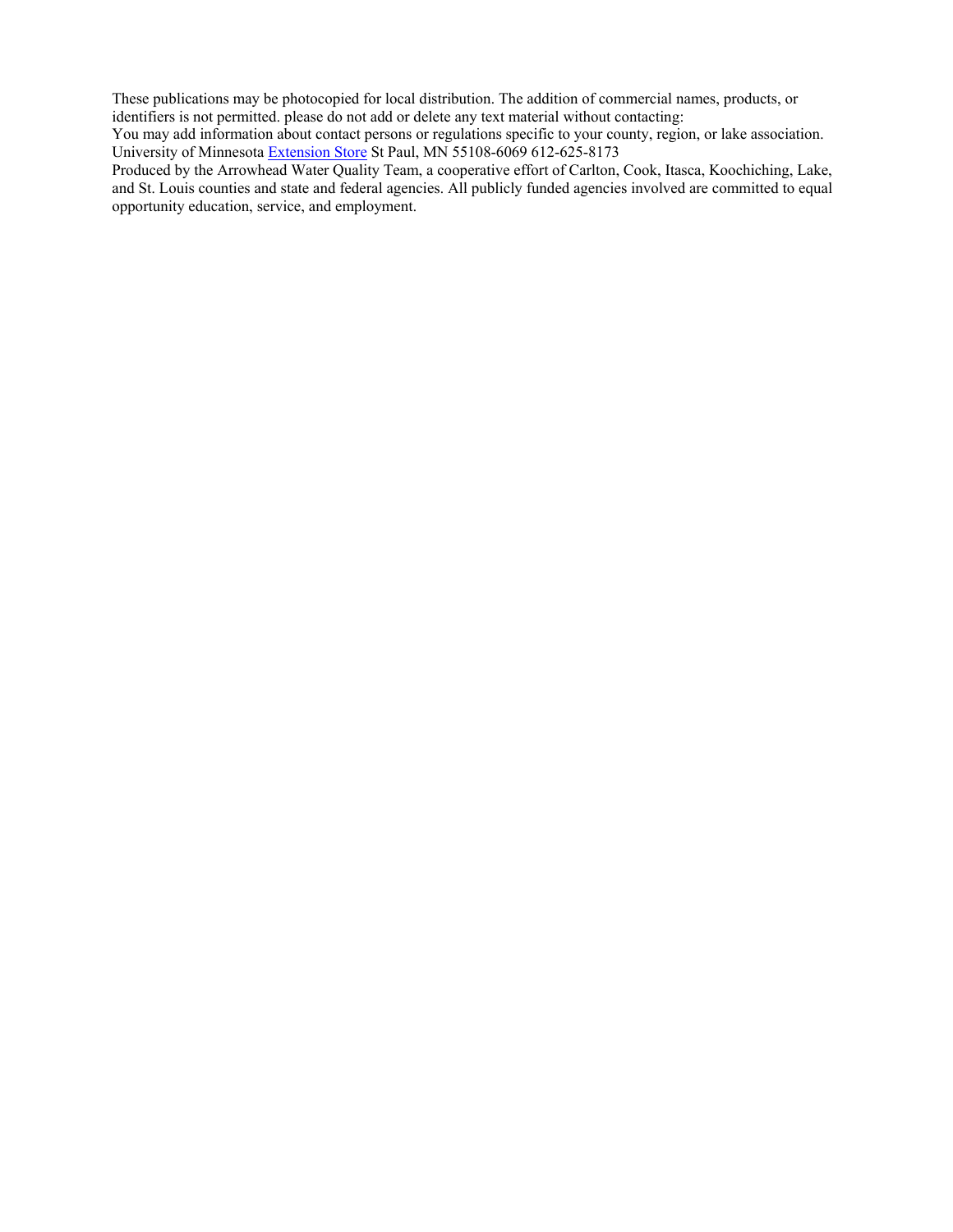These publications may be photocopied for local distribution. The addition of commercial names, products, or identifiers is not permitted. please do not add or delete any text material without contacting:
You may add information about contact persons or regulations specific to your county, region, or lake association.
University of Minnesota Extension Store St Paul, MN 55108-6069 612-625-8173
Produced by the Arrowhead Water Quality Team, a cooperative effort of Carlton, Cook, Itasca, Koochiching, Lake, and St. Louis counties and state and federal agencies. All publicly funded agencies involved are committed to equal opportunity education, service, and employment.